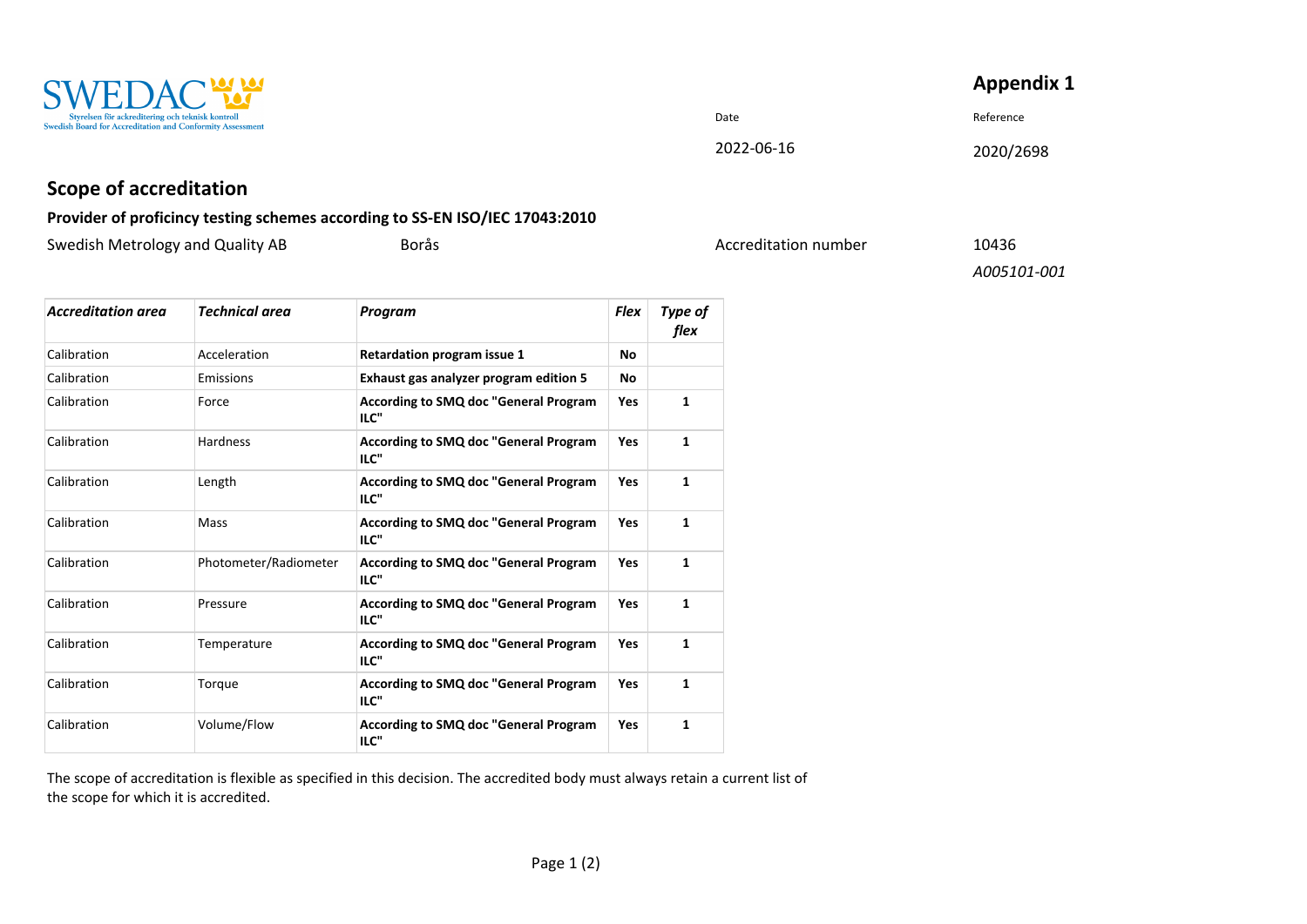SWEDAC

Styrelsen för ackreditering och teknisk kontroll
Swedish Board for Accreditation and Conformity Assessment

**Appendix 1**

| Date | Reference |
|---|---|
| 2022-06-16 | 2020/2698 |

## Scope of accreditation

### Provider of proficincy testing schemes according to SS-EN ISO/IEC 17043:2010

Swedish Metrology and Quality AB Borås

Accreditation number 10436

*A005101-001*

| *Accreditation area* | *Technical area* | *Program* | *Flex* | *Type of flex* |
|---|---|---|---|---|
| Calibration | Acceleration | **Retardation program issue 1** | **No** | |
| Calibration | Emissions | **Exhaust gas analyzer program edition 5** | **No** | |
| Calibration | Force | **According to SMQ doc "General Program ILC"** | **Yes** | **1** |
| Calibration | Hardness | **According to SMQ doc "General Program ILC"** | **Yes** | **1** |
| Calibration | Length | **According to SMQ doc "General Program ILC"** | **Yes** | **1** |
| Calibration | Mass | **According to SMQ doc "General Program ILC"** | **Yes** | **1** |
| Calibration | Photometer/Radiometer | **According to SMQ doc "General Program ILC"** | **Yes** | **1** |
| Calibration | Pressure | **According to SMQ doc "General Program ILC"** | **Yes** | **1** |
| Calibration | Temperature | **According to SMQ doc "General Program ILC"** | **Yes** | **1** |
| Calibration | Torque | **According to SMQ doc "General Program ILC"** | **Yes** | **1** |
| Calibration | Volume/Flow | **According to SMQ doc "General Program ILC"** | **Yes** | **1** |

The scope of accreditation is flexible as specified in this decision. The accredited body must always retain a current list of the scope for which it is accredited.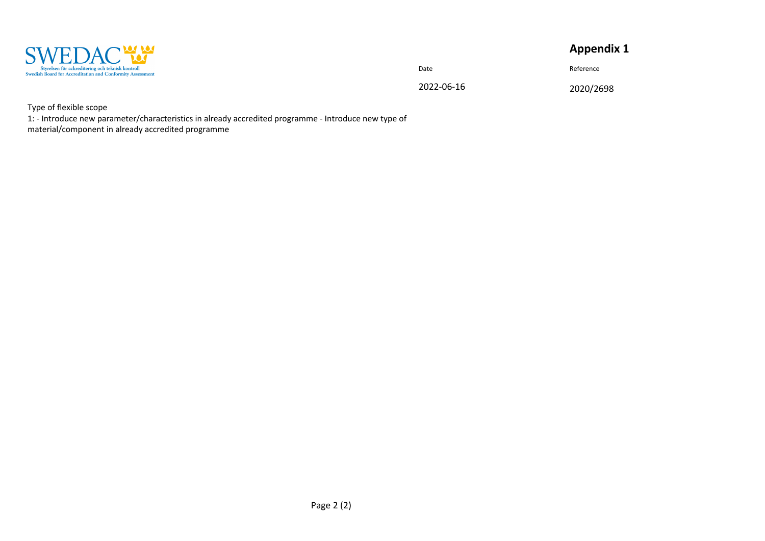**Appendix 1**

| Date | Reference |
| --- | --- |
| 2022-06-16 | 2020/2698 |

Type of flexible scope

1: - Introduce new parameter/characteristics in already accredited programme - Introduce new type of material/component in already accredited programme